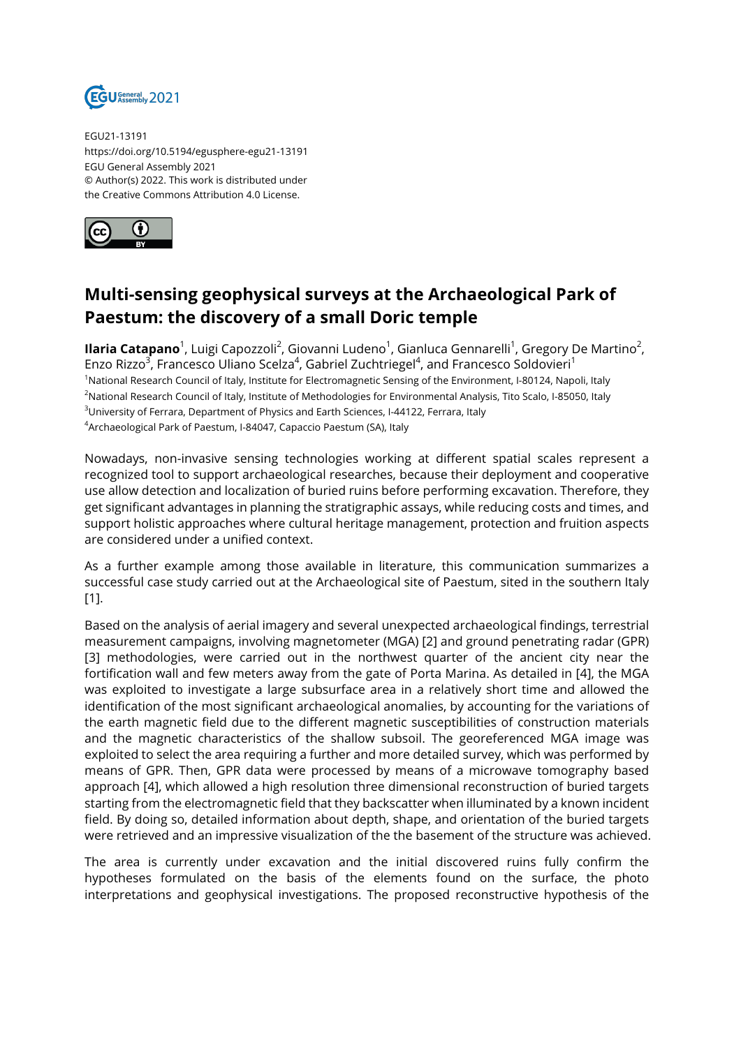EGU21-13191
https://doi.org/10.5194/egusphere-egu21-13191
EGU General Assembly 2021
© Author(s) 2022. This work is distributed under
the Creative Commons Attribution 4.0 License.

# Multi-sensing geophysical surveys at the Archaeological Park of Paestum: the discovery of a small Doric temple

**Ilaria Catapano**[1], Luigi Capozzoli[2], Giovanni Ludeno[1], Gianluca Gennarelli[1], Gregory De Martino[2], Enzo Rizzo[3], Francesco Uliano Scelza[4], Gabriel Zuchtriegel[4], and Francesco Soldovieri[1]

[1]National Research Council of Italy, Institute for Electromagnetic Sensing of the Environment, I-80124, Napoli, Italy
[2]National Research Council of Italy, Institute of Methodologies for Environmental Analysis, Tito Scalo, I-85050, Italy
[3]University of Ferrara, Department of Physics and Earth Sciences, I-44122, Ferrara, Italy
[4]Archaeological Park of Paestum, I-84047, Capaccio Paestum (SA), Italy

Nowadays, non-invasive sensing technologies working at different spatial scales represent a recognized tool to support archaeological researches, because their deployment and cooperative use allow detection and localization of buried ruins before performing excavation. Therefore, they get significant advantages in planning the stratigraphic assays, while reducing costs and times, and support holistic approaches where cultural heritage management, protection and fruition aspects are considered under a unified context.

As a further example among those available in literature, this communication summarizes a successful case study carried out at the Archaeological site of Paestum, sited in the southern Italy [1].

Based on the analysis of aerial imagery and several unexpected archaeological findings, terrestrial measurement campaigns, involving magnetometer (MGA) [2] and ground penetrating radar (GPR) [3] methodologies, were carried out in the northwest quarter of the ancient city near the fortification wall and few meters away from the gate of Porta Marina. As detailed in [4], the MGA was exploited to investigate a large subsurface area in a relatively short time and allowed the identification of the most significant archaeological anomalies, by accounting for the variations of the earth magnetic field due to the different magnetic susceptibilities of construction materials and the magnetic characteristics of the shallow subsoil. The georeferenced MGA image was exploited to select the area requiring a further and more detailed survey, which was performed by means of GPR. Then, GPR data were processed by means of a microwave tomography based approach [4], which allowed a high resolution three dimensional reconstruction of buried targets starting from the electromagnetic field that they backscatter when illuminated by a known incident field. By doing so, detailed information about depth, shape, and orientation of the buried targets were retrieved and an impressive visualization of the the basement of the structure was achieved.

The area is currently under excavation and the initial discovered ruins fully confirm the hypotheses formulated on the basis of the elements found on the surface, the photo interpretations and geophysical investigations. The proposed reconstructive hypothesis of the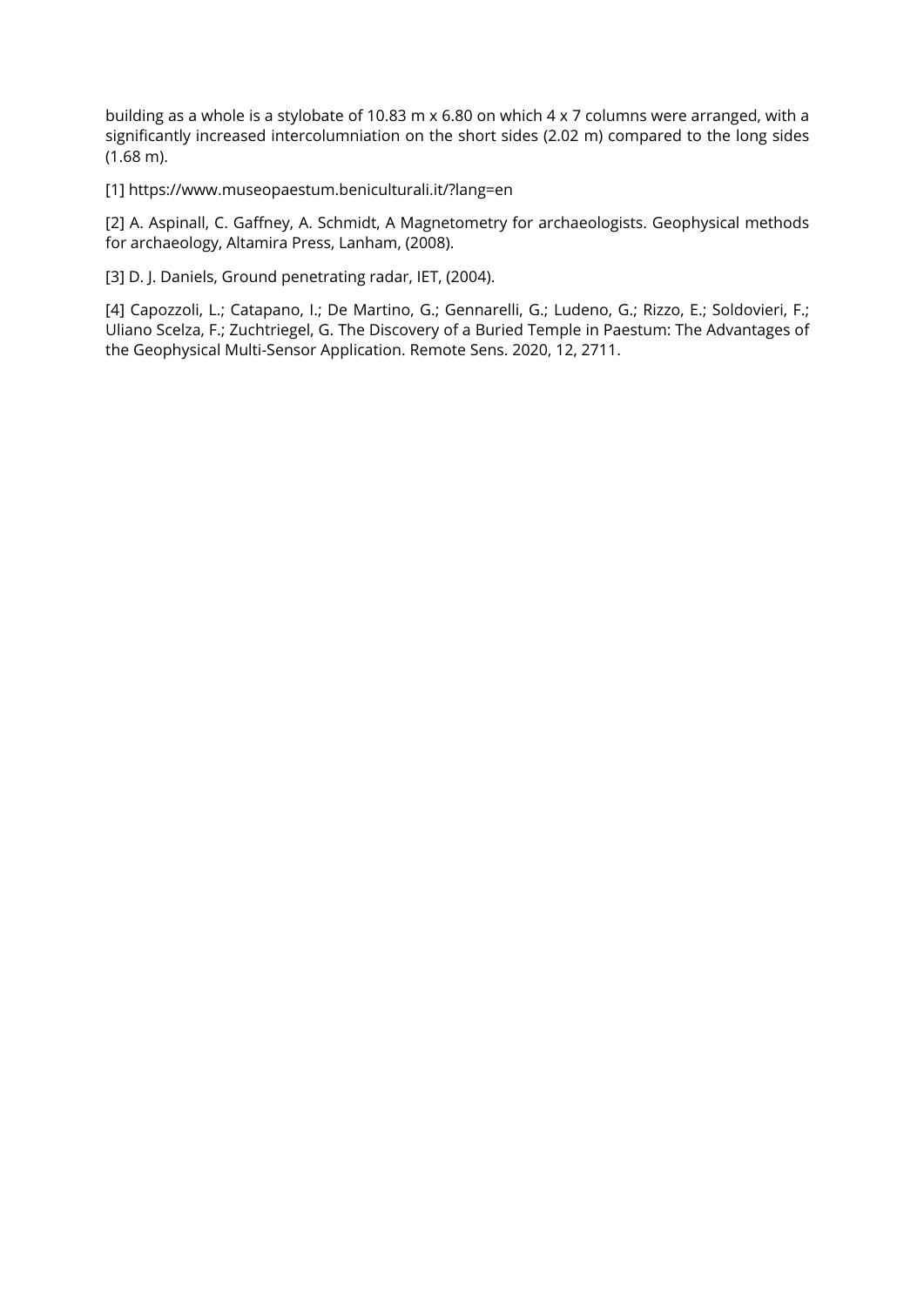building as a whole is a stylobate of 10.83 m x 6.80 on which 4 x 7 columns were arranged, with a significantly increased intercolumniation on the short sides (2.02 m) compared to the long sides (1.68 m).

[1] https://www.museopaestum.beniculturali.it/?lang=en

[2] A. Aspinall, C. Gaffney, A. Schmidt, A Magnetometry for archaeologists. Geophysical methods for archaeology, Altamira Press, Lanham, (2008).

[3] D. J. Daniels, Ground penetrating radar, IET, (2004).

[4] Capozzoli, L.; Catapano, I.; De Martino, G.; Gennarelli, G.; Ludeno, G.; Rizzo, E.; Soldovieri, F.; Uliano Scelza, F.; Zuchtriegel, G. The Discovery of a Buried Temple in Paestum: The Advantages of the Geophysical Multi-Sensor Application. Remote Sens. 2020, 12, 2711.